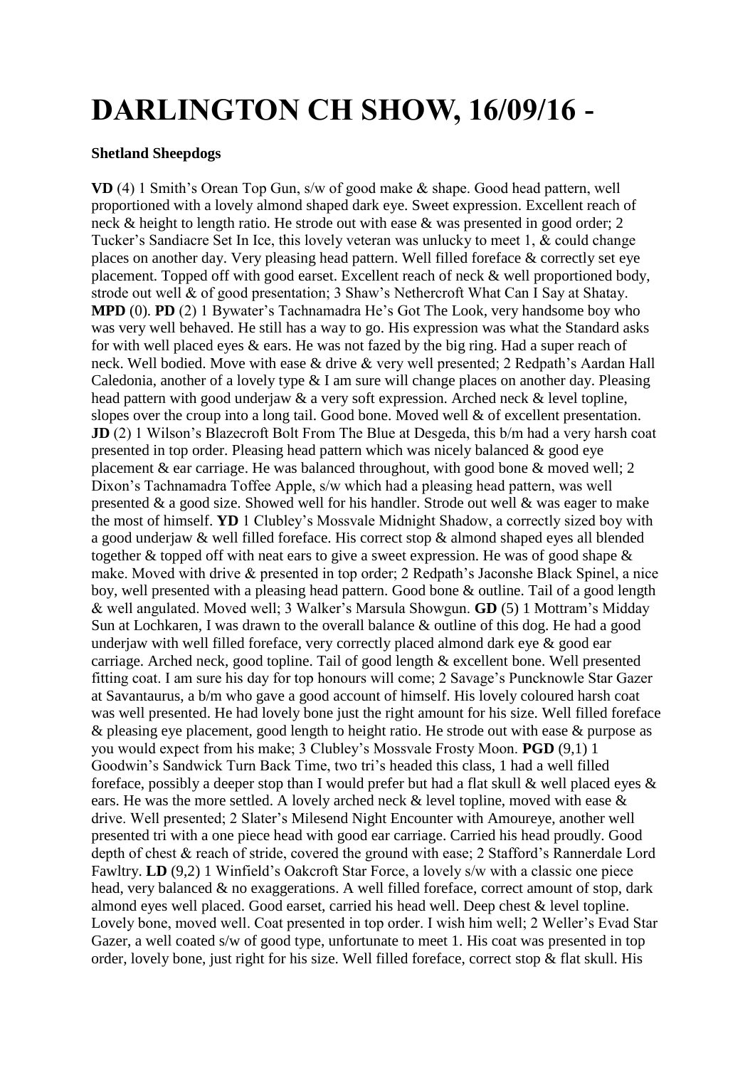# DARLINGTON CH SHOW, 16/09/16 -

**Shetland Sheepdogs**

**VD** (4) 1 Smith's Orean Top Gun, s/w of good make & shape. Good head pattern, well proportioned with a lovely almond shaped dark eye. Sweet expression. Excellent reach of neck & height to length ratio. He strode out with ease & was presented in good order; 2 Tucker's Sandiacre Set In Ice, this lovely veteran was unlucky to meet 1, & could change places on another day. Very pleasing head pattern. Well filled foreface & correctly set eye placement. Topped off with good earset. Excellent reach of neck & well proportioned body, strode out well & of good presentation; 3 Shaw's Nethercroft What Can I Say at Shatay. **MPD** (0). **PD** (2) 1 Bywater's Tachnamadra He's Got The Look, very handsome boy who was very well behaved. He still has a way to go. His expression was what the Standard asks for with well placed eyes & ears. He was not fazed by the big ring. Had a super reach of neck. Well bodied. Move with ease & drive & very well presented; 2 Redpath's Aardan Hall Caledonia, another of a lovely type & I am sure will change places on another day. Pleasing head pattern with good underjaw & a very soft expression. Arched neck & level topline, slopes over the croup into a long tail. Good bone. Moved well & of excellent presentation. **JD** (2) 1 Wilson's Blazecroft Bolt From The Blue at Desgeda, this b/m had a very harsh coat presented in top order. Pleasing head pattern which was nicely balanced & good eye placement & ear carriage. He was balanced throughout, with good bone & moved well; 2 Dixon's Tachnamadra Toffee Apple, s/w which had a pleasing head pattern, was well presented & a good size. Showed well for his handler. Strode out well & was eager to make the most of himself. **YD** 1 Clubley's Mossvale Midnight Shadow, a correctly sized boy with a good underjaw & well filled foreface. His correct stop & almond shaped eyes all blended together & topped off with neat ears to give a sweet expression. He was of good shape & make. Moved with drive & presented in top order; 2 Redpath's Jaconshe Black Spinel, a nice boy, well presented with a pleasing head pattern. Good bone & outline. Tail of a good length & well angulated. Moved well; 3 Walker's Marsula Showgun. **GD** (5) 1 Mottram's Midday Sun at Lochkaren, I was drawn to the overall balance & outline of this dog. He had a good underjaw with well filled foreface, very correctly placed almond dark eye & good ear carriage. Arched neck, good topline. Tail of good length & excellent bone. Well presented fitting coat. I am sure his day for top honours will come; 2 Savage's Puncknowle Star Gazer at Savantaurus, a b/m who gave a good account of himself. His lovely coloured harsh coat was well presented. He had lovely bone just the right amount for his size. Well filled foreface & pleasing eye placement, good length to height ratio. He strode out with ease & purpose as you would expect from his make; 3 Clubley's Mossvale Frosty Moon. **PGD** (9,1) 1 Goodwin's Sandwick Turn Back Time, two tri's headed this class, 1 had a well filled foreface, possibly a deeper stop than I would prefer but had a flat skull & well placed eyes & ears. He was the more settled. A lovely arched neck & level topline, moved with ease & drive. Well presented; 2 Slater's Milesend Night Encounter with Amoureye, another well presented tri with a one piece head with good ear carriage. Carried his head proudly. Good depth of chest & reach of stride, covered the ground with ease; 2 Stafford's Rannerdale Lord Fawltry. **LD** (9,2) 1 Winfield's Oakcroft Star Force, a lovely s/w with a classic one piece head, very balanced & no exaggerations. A well filled foreface, correct amount of stop, dark almond eyes well placed. Good earset, carried his head well. Deep chest & level topline. Lovely bone, moved well. Coat presented in top order. I wish him well; 2 Weller's Evad Star Gazer, a well coated s/w of good type, unfortunate to meet 1. His coat was presented in top order, lovely bone, just right for his size. Well filled foreface, correct stop & flat skull. His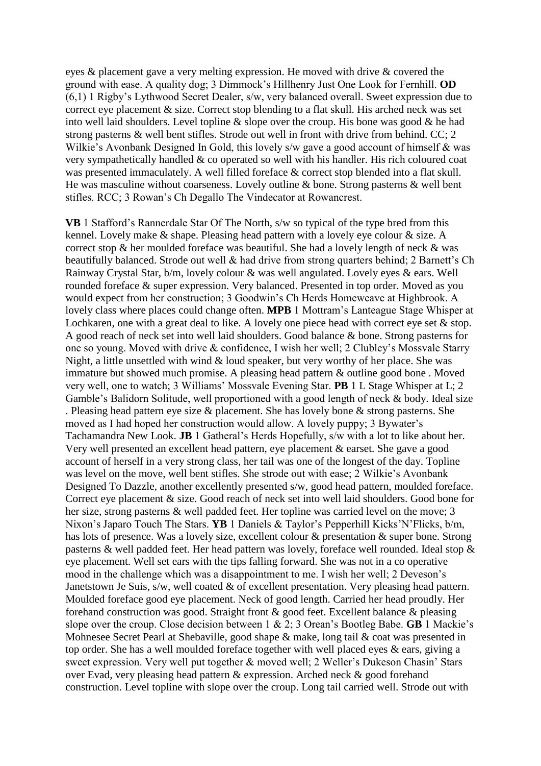eyes & placement gave a very melting expression. He moved with drive & covered the ground with ease. A quality dog; 3 Dimmock's Hillhenry Just One Look for Fernhill. **OD** (6,1) 1 Rigby's Lythwood Secret Dealer, s/w, very balanced overall. Sweet expression due to correct eye placement & size. Correct stop blending to a flat skull. His arched neck was set into well laid shoulders. Level topline & slope over the croup. His bone was good & he had strong pasterns & well bent stifles. Strode out well in front with drive from behind. CC; 2 Wilkie's Avonbank Designed In Gold, this lovely s/w gave a good account of himself & was very sympathetically handled & co operated so well with his handler. His rich coloured coat was presented immaculately. A well filled foreface & correct stop blended into a flat skull. He was masculine without coarseness. Lovely outline & bone. Strong pasterns & well bent stifles. RCC; 3 Rowan's Ch Degallo The Vindecator at Rowancrest.

**VB** 1 Stafford's Rannerdale Star Of The North, s/w so typical of the type bred from this kennel. Lovely make & shape. Pleasing head pattern with a lovely eye colour & size. A correct stop & her moulded foreface was beautiful. She had a lovely length of neck & was beautifully balanced. Strode out well & had drive from strong quarters behind; 2 Barnett's Ch Rainway Crystal Star, b/m, lovely colour & was well angulated. Lovely eyes & ears. Well rounded foreface & super expression. Very balanced. Presented in top order. Moved as you would expect from her construction; 3 Goodwin's Ch Herds Homeweave at Highbrook. A lovely class where places could change often. **MPB** 1 Mottram's Lanteague Stage Whisper at Lochkaren, one with a great deal to like. A lovely one piece head with correct eye set & stop. A good reach of neck set into well laid shoulders. Good balance & bone. Strong pasterns for one so young. Moved with drive & confidence, I wish her well; 2 Clubley's Mossvale Starry Night, a little unsettled with wind & loud speaker, but very worthy of her place. She was immature but showed much promise. A pleasing head pattern & outline good bone . Moved very well, one to watch; 3 Williams' Mossvale Evening Star. **PB** 1 L Stage Whisper at L; 2 Gamble's Balidorn Solitude, well proportioned with a good length of neck & body. Ideal size . Pleasing head pattern eye size & placement. She has lovely bone & strong pasterns. She moved as I had hoped her construction would allow. A lovely puppy; 3 Bywater's Tachamandra New Look. **JB** 1 Gatheral's Herds Hopefully, s/w with a lot to like about her. Very well presented an excellent head pattern, eye placement & earset. She gave a good account of herself in a very strong class, her tail was one of the longest of the day. Topline was level on the move, well bent stifles. She strode out with ease; 2 Wilkie's Avonbank Designed To Dazzle, another excellently presented s/w, good head pattern, moulded foreface. Correct eye placement & size. Good reach of neck set into well laid shoulders. Good bone for her size, strong pasterns & well padded feet. Her topline was carried level on the move; 3 Nixon's Japaro Touch The Stars. **YB** 1 Daniels & Taylor's Pepperhill Kicks'N'Flicks, b/m, has lots of presence. Was a lovely size, excellent colour & presentation & super bone. Strong pasterns & well padded feet. Her head pattern was lovely, foreface well rounded. Ideal stop & eye placement. Well set ears with the tips falling forward. She was not in a co operative mood in the challenge which was a disappointment to me. I wish her well; 2 Deveson's Janetstown Je Suis, s/w, well coated & of excellent presentation. Very pleasing head pattern. Moulded foreface good eye placement. Neck of good length. Carried her head proudly. Her forehand construction was good. Straight front & good feet. Excellent balance & pleasing slope over the croup. Close decision between 1 & 2; 3 Orean's Bootleg Babe. **GB** 1 Mackie's Mohnesee Secret Pearl at Shebaville, good shape & make, long tail & coat was presented in top order. She has a well moulded foreface together with well placed eyes & ears, giving a sweet expression. Very well put together & moved well; 2 Weller's Dukeson Chasin' Stars over Evad, very pleasing head pattern & expression. Arched neck & good forehand construction. Level topline with slope over the croup. Long tail carried well. Strode out with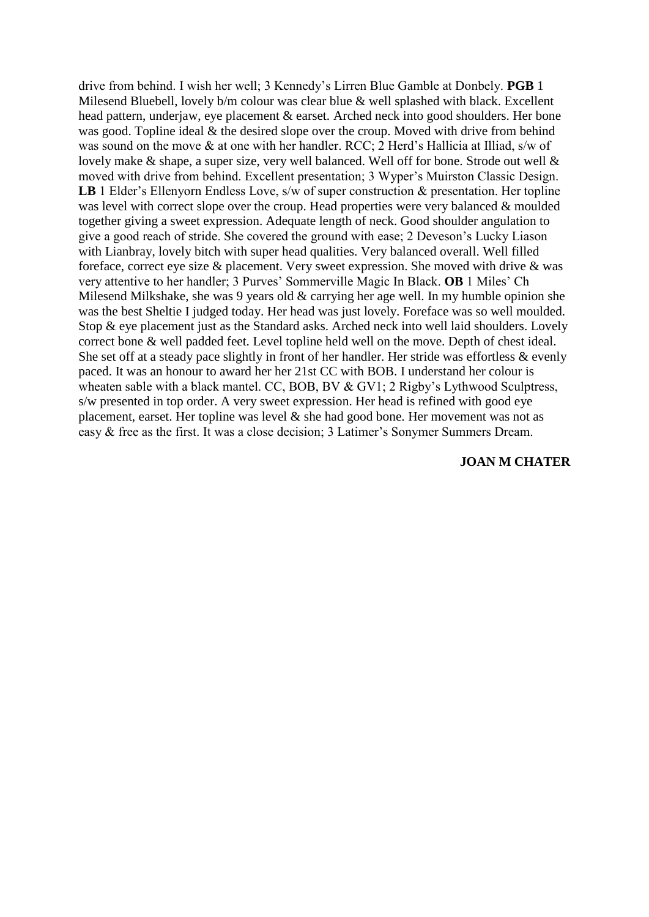drive from behind. I wish her well; 3 Kennedy's Lirren Blue Gamble at Donbely. **PGB** 1 Milesend Bluebell, lovely b/m colour was clear blue & well splashed with black. Excellent head pattern, underjaw, eye placement & earset. Arched neck into good shoulders. Her bone was good. Topline ideal & the desired slope over the croup. Moved with drive from behind was sound on the move & at one with her handler. RCC; 2 Herd's Hallicia at Illiad, s/w of lovely make & shape, a super size, very well balanced. Well off for bone. Strode out well & moved with drive from behind. Excellent presentation; 3 Wyper's Muirston Classic Design. **LB** 1 Elder's Ellenyorn Endless Love, s/w of super construction & presentation. Her topline was level with correct slope over the croup. Head properties were very balanced & moulded together giving a sweet expression. Adequate length of neck. Good shoulder angulation to give a good reach of stride. She covered the ground with ease; 2 Deveson's Lucky Liason with Lianbray, lovely bitch with super head qualities. Very balanced overall. Well filled foreface, correct eye size & placement. Very sweet expression. She moved with drive & was very attentive to her handler; 3 Purves' Sommerville Magic In Black. **OB** 1 Miles' Ch Milesend Milkshake, she was 9 years old & carrying her age well. In my humble opinion she was the best Sheltie I judged today. Her head was just lovely. Foreface was so well moulded. Stop & eye placement just as the Standard asks. Arched neck into well laid shoulders. Lovely correct bone & well padded feet. Level topline held well on the move. Depth of chest ideal. She set off at a steady pace slightly in front of her handler. Her stride was effortless & evenly paced. It was an honour to award her her 21st CC with BOB. I understand her colour is wheaten sable with a black mantel. CC, BOB, BV & GV1; 2 Rigby's Lythwood Sculptress, s/w presented in top order. A very sweet expression. Her head is refined with good eye placement, earset. Her topline was level & she had good bone. Her movement was not as easy & free as the first. It was a close decision; 3 Latimer's Sonymer Summers Dream.

**JOAN M CHATER**